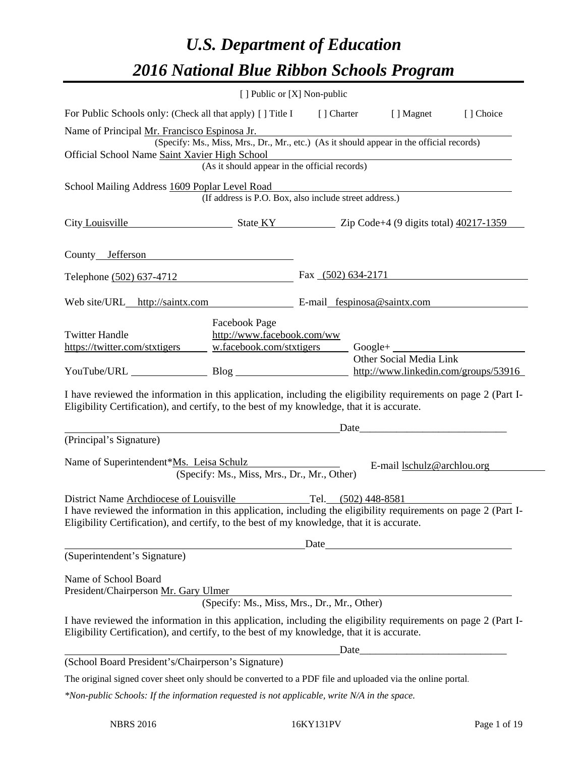# *U.S. Department of Education*

# *2016 National Blue Ribbon Schools Program*

[ ] Public or [X] Non-public

For Public Schools only: (Check all that apply) [ ] Title I [ ] Charter [ ] Magnet [ ] Choice

Name of Principal Mr. Francisco Espinosa Jr.
(Specify: Ms., Miss, Mrs., Dr., Mr., etc.) (As it should appear in the official records)

Official School Name Saint Xavier High School
(As it should appear in the official records)

School Mailing Address 1609 Poplar Level Road
(If address is P.O. Box, also include street address.)

City Louisville State KY Zip Code+4 (9 digits total) 40217-1359

County Jefferson

Telephone (502) 637-4712 Fax (502) 634-2171

Web site/URL http://saintx.com E-mail fespinosa@saintx.com

Twitter Handle https://twitter.com/stxtigers Facebook Page http://www.facebook.com/www.facebook.com/stxtigers Google+

YouTube/URL Blog Other Social Media Link http://www.linkedin.com/groups/53916

I have reviewed the information in this application, including the eligibility requirements on page 2 (Part I-Eligibility Certification), and certify, to the best of my knowledge, that it is accurate.

Date

(Principal's Signature)

Name of Superintendent*Ms. Leisa Schulz E-mail lschulz@archlou.org
(Specify: Ms., Miss, Mrs., Dr., Mr., Other)

District Name Archdiocese of Louisville Tel. (502) 448-8581

I have reviewed the information in this application, including the eligibility requirements on page 2 (Part I-Eligibility Certification), and certify, to the best of my knowledge, that it is accurate.

Date

(Superintendent's Signature)

Name of School Board
President/Chairperson Mr. Gary Ulmer
(Specify: Ms., Miss, Mrs., Dr., Mr., Other)

I have reviewed the information in this application, including the eligibility requirements on page 2 (Part I-Eligibility Certification), and certify, to the best of my knowledge, that it is accurate.

Date

(School Board President's/Chairperson's Signature)

The original signed cover sheet only should be converted to a PDF file and uploaded via the online portal.

*\*Non-public Schools: If the information requested is not applicable, write N/A in the space.*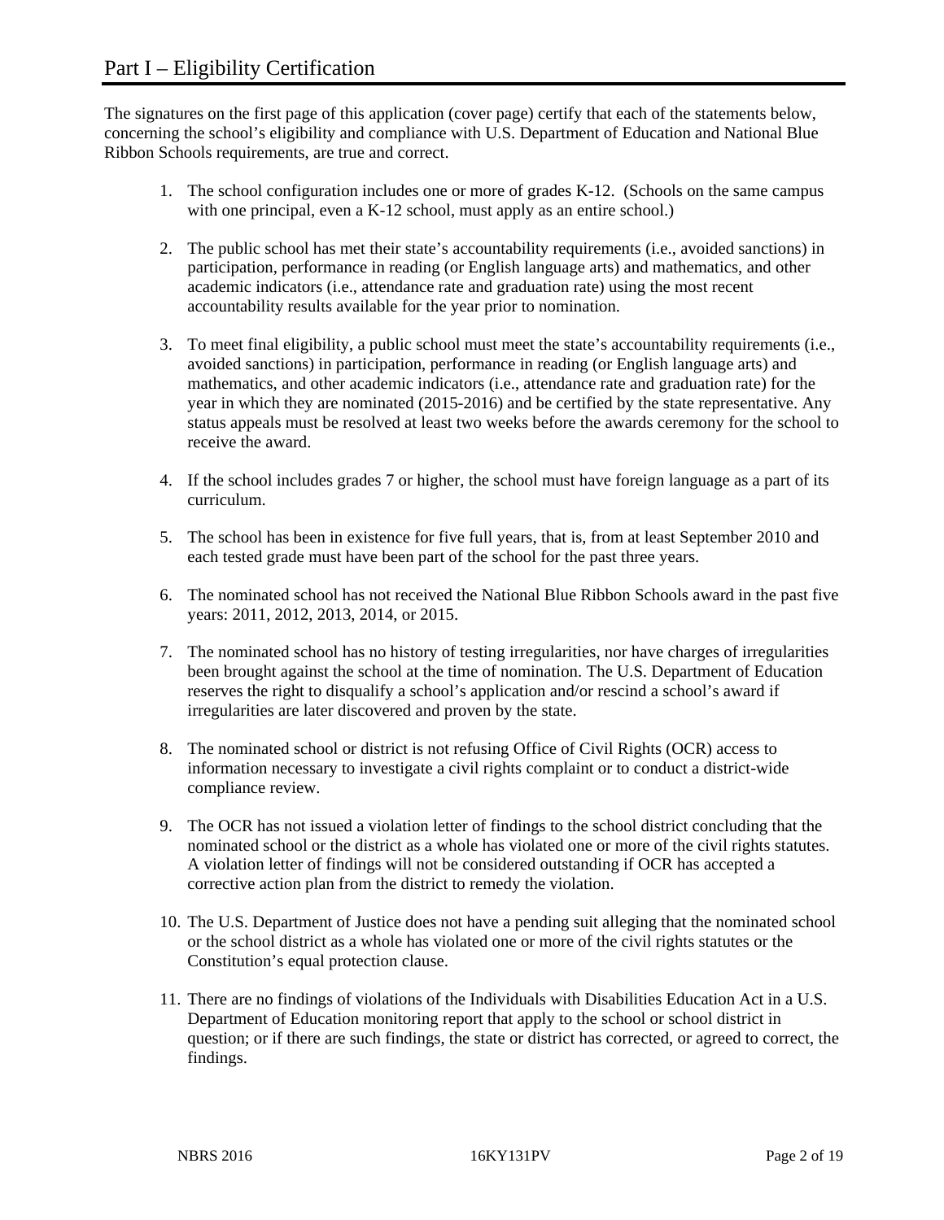# Part I – Eligibility Certification

The signatures on the first page of this application (cover page) certify that each of the statements below, concerning the school's eligibility and compliance with U.S. Department of Education and National Blue Ribbon Schools requirements, are true and correct.

1. The school configuration includes one or more of grades K-12. (Schools on the same campus with one principal, even a K-12 school, must apply as an entire school.)

2. The public school has met their state's accountability requirements (i.e., avoided sanctions) in participation, performance in reading (or English language arts) and mathematics, and other academic indicators (i.e., attendance rate and graduation rate) using the most recent accountability results available for the year prior to nomination.

3. To meet final eligibility, a public school must meet the state's accountability requirements (i.e., avoided sanctions) in participation, performance in reading (or English language arts) and mathematics, and other academic indicators (i.e., attendance rate and graduation rate) for the year in which they are nominated (2015-2016) and be certified by the state representative. Any status appeals must be resolved at least two weeks before the awards ceremony for the school to receive the award.

4. If the school includes grades 7 or higher, the school must have foreign language as a part of its curriculum.

5. The school has been in existence for five full years, that is, from at least September 2010 and each tested grade must have been part of the school for the past three years.

6. The nominated school has not received the National Blue Ribbon Schools award in the past five years: 2011, 2012, 2013, 2014, or 2015.

7. The nominated school has no history of testing irregularities, nor have charges of irregularities been brought against the school at the time of nomination. The U.S. Department of Education reserves the right to disqualify a school's application and/or rescind a school's award if irregularities are later discovered and proven by the state.

8. The nominated school or district is not refusing Office of Civil Rights (OCR) access to information necessary to investigate a civil rights complaint or to conduct a district-wide compliance review.

9. The OCR has not issued a violation letter of findings to the school district concluding that the nominated school or the district as a whole has violated one or more of the civil rights statutes. A violation letter of findings will not be considered outstanding if OCR has accepted a corrective action plan from the district to remedy the violation.

10. The U.S. Department of Justice does not have a pending suit alleging that the nominated school or the school district as a whole has violated one or more of the civil rights statutes or the Constitution's equal protection clause.

11. There are no findings of violations of the Individuals with Disabilities Education Act in a U.S. Department of Education monitoring report that apply to the school or school district in question; or if there are such findings, the state or district has corrected, or agreed to correct, the findings.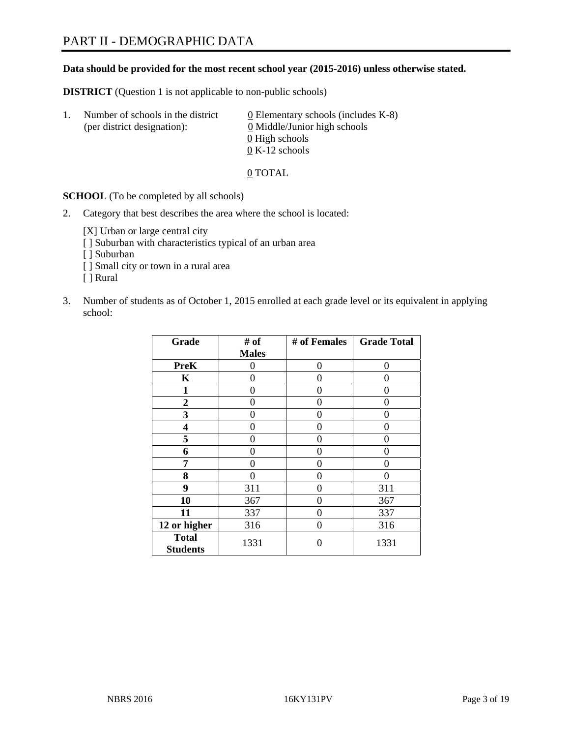# PART II - DEMOGRAPHIC DATA

**Data should be provided for the most recent school year (2015-2016) unless otherwise stated.**

**DISTRICT** (Question 1 is not applicable to non-public schools)

1. Number of schools in the district (per district designation):
   0 Elementary schools (includes K-8)
   0 Middle/Junior high schools
   0 High schools
   0 K-12 schools

   0 TOTAL

**SCHOOL** (To be completed by all schools)

2. Category that best describes the area where the school is located:

   [X] Urban or large central city
   [ ] Suburban with characteristics typical of an urban area
   [ ] Suburban
   [ ] Small city or town in a rural area
   [ ] Rural

3. Number of students as of October 1, 2015 enrolled at each grade level or its equivalent in applying school:

| Grade | # of Males | # of Females | Grade Total |
|---|---|---|---|
| **PreK** | 0 | 0 | 0 |
| **K** | 0 | 0 | 0 |
| **1** | 0 | 0 | 0 |
| **2** | 0 | 0 | 0 |
| **3** | 0 | 0 | 0 |
| **4** | 0 | 0 | 0 |
| **5** | 0 | 0 | 0 |
| **6** | 0 | 0 | 0 |
| **7** | 0 | 0 | 0 |
| **8** | 0 | 0 | 0 |
| **9** | 311 | 0 | 311 |
| **10** | 367 | 0 | 367 |
| **11** | 337 | 0 | 337 |
| **12 or higher** | 316 | 0 | 316 |
| **Total Students** | 1331 | 0 | 1331 |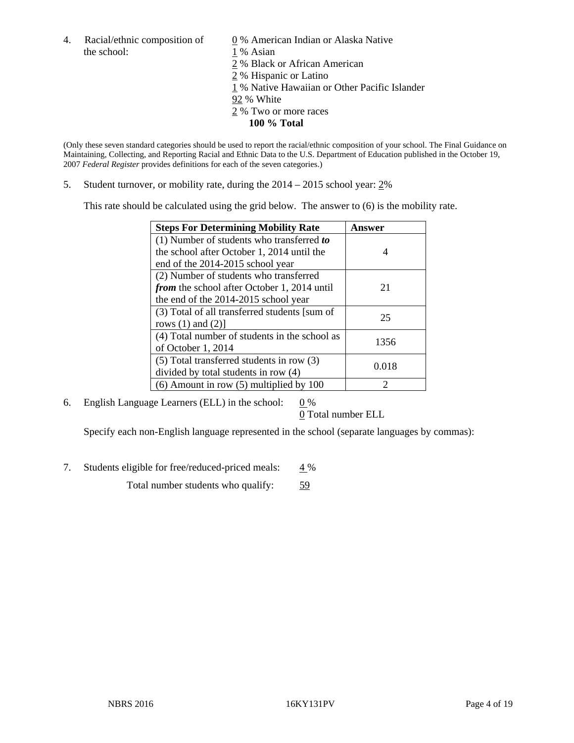4. Racial/ethnic composition of the school:

0 % American Indian or Alaska Native
1 % Asian
2 % Black or African American
2 % Hispanic or Latino
1 % Native Hawaiian or Other Pacific Islander
92 % White
2 % Two or more races
**100 % Total**

(Only these seven standard categories should be used to report the racial/ethnic composition of your school. The Final Guidance on Maintaining, Collecting, and Reporting Racial and Ethnic Data to the U.S. Department of Education published in the October 19, 2007 *Federal Register* provides definitions for each of the seven categories.)

5. Student turnover, or mobility rate, during the 2014 – 2015 school year: 2%

This rate should be calculated using the grid below. The answer to (6) is the mobility rate.

| **Steps For Determining Mobility Rate** | **Answer** |
|---|---|
| (1) Number of students who transferred ***to*** the school after October 1, 2014 until the end of the 2014-2015 school year | 4 |
| (2) Number of students who transferred ***from*** the school after October 1, 2014 until the end of the 2014-2015 school year | 21 |
| (3) Total of all transferred students [sum of rows (1) and (2)] | 25 |
| (4) Total number of students in the school as of October 1, 2014 | 1356 |
| (5) Total transferred students in row (3) divided by total students in row (4) | 0.018 |
| (6) Amount in row (5) multiplied by 100 | 2 |

6. English Language Learners (ELL) in the school: 0 %

0 Total number ELL

Specify each non-English language represented in the school (separate languages by commas):

7. Students eligible for free/reduced-priced meals: 4 %

Total number students who qualify: 59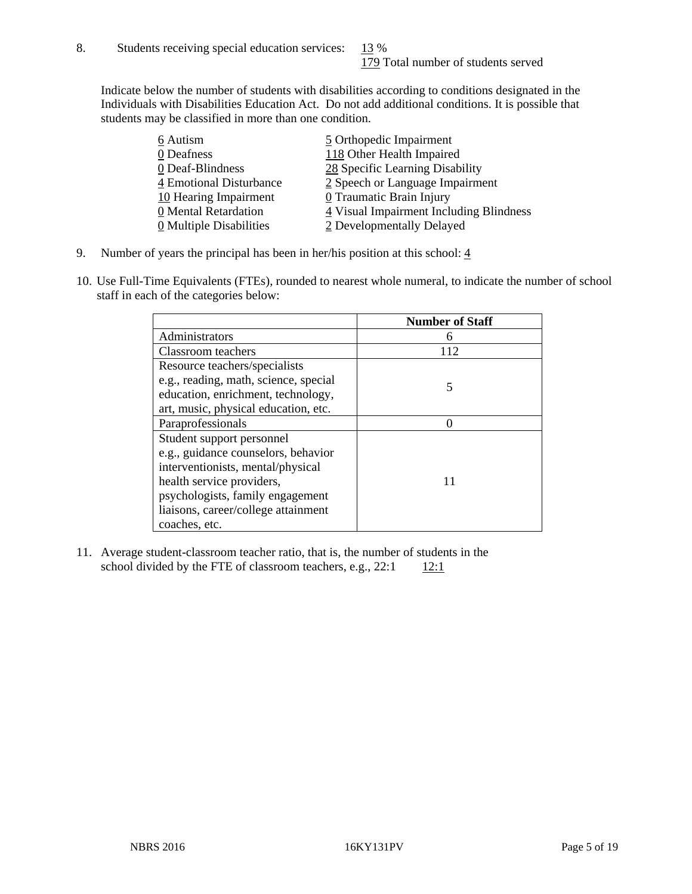8. Students receiving special education services: 13 %
179 Total number of students served

Indicate below the number of students with disabilities according to conditions designated in the Individuals with Disabilities Education Act. Do not add additional conditions. It is possible that students may be classified in more than one condition.

6 Autism
0 Deafness
0 Deaf-Blindness
4 Emotional Disturbance
10 Hearing Impairment
0 Mental Retardation
0 Multiple Disabilities
5 Orthopedic Impairment
118 Other Health Impaired
28 Specific Learning Disability
2 Speech or Language Impairment
0 Traumatic Brain Injury
4 Visual Impairment Including Blindness
2 Developmentally Delayed

9. Number of years the principal has been in her/his position at this school: 4

10. Use Full-Time Equivalents (FTEs), rounded to nearest whole numeral, to indicate the number of school staff in each of the categories below:

| | Number of Staff |
|---|---|
| Administrators | 6 |
| Classroom teachers | 112 |
| Resource teachers/specialists e.g., reading, math, science, special education, enrichment, technology, art, music, physical education, etc. | 5 |
| Paraprofessionals | 0 |
| Student support personnel e.g., guidance counselors, behavior interventionists, mental/physical health service providers, psychologists, family engagement liaisons, career/college attainment coaches, etc. | 11 |

11. Average student-classroom teacher ratio, that is, the number of students in the school divided by the FTE of classroom teachers, e.g., 22:1 12:1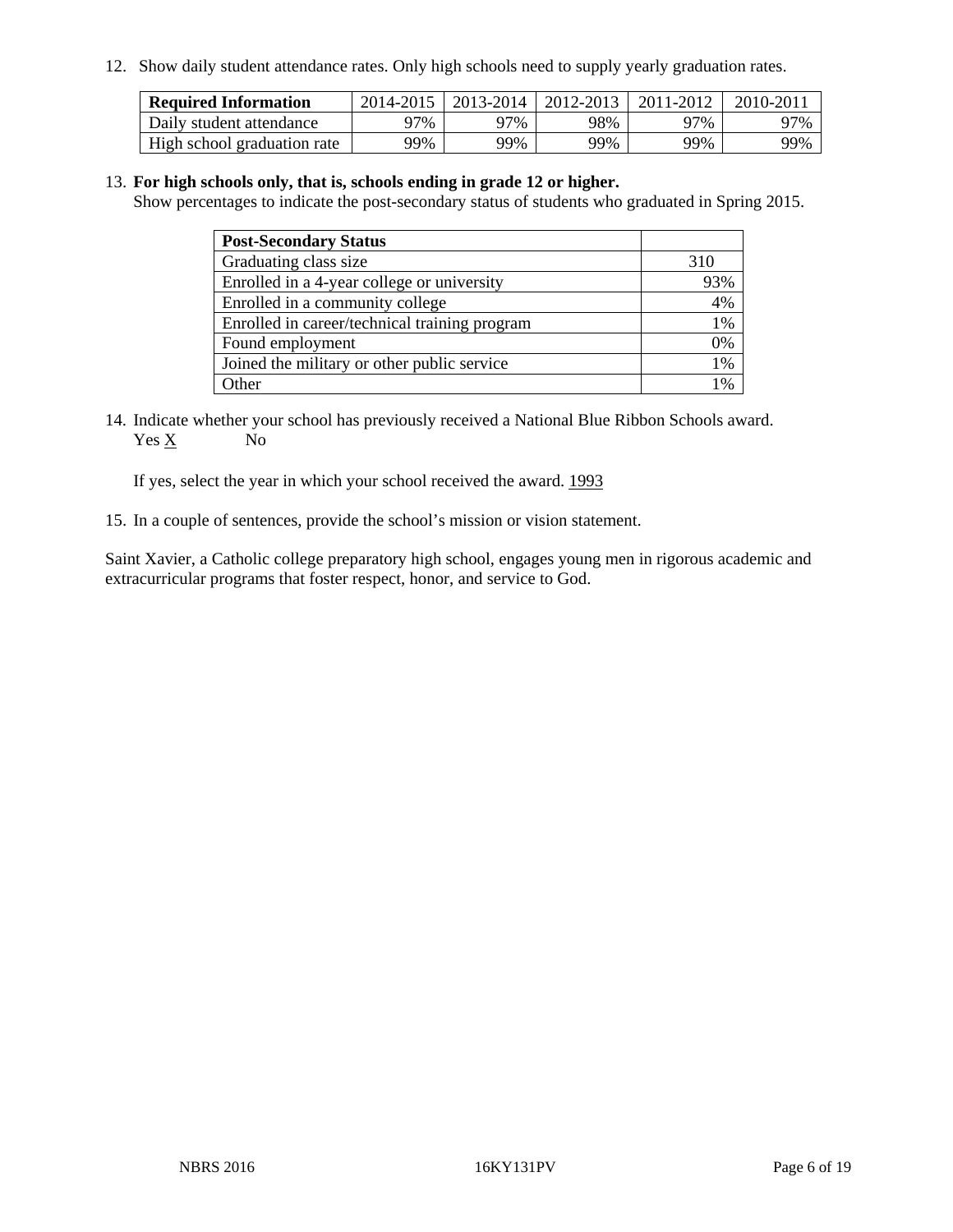12. Show daily student attendance rates. Only high schools need to supply yearly graduation rates.

| Required Information | 2014-2015 | 2013-2014 | 2012-2013 | 2011-2012 | 2010-2011 |
|---|---|---|---|---|---|
| Daily student attendance | 97% | 97% | 98% | 97% | 97% |
| High school graduation rate | 99% | 99% | 99% | 99% | 99% |

13. **For high schools only, that is, schools ending in grade 12 or higher.**
Show percentages to indicate the post-secondary status of students who graduated in Spring 2015.

| Post-Secondary Status | |
|---|---|
| Graduating class size | 310 |
| Enrolled in a 4-year college or university | 93% |
| Enrolled in a community college | 4% |
| Enrolled in career/technical training program | 1% |
| Found employment | 0% |
| Joined the military or other public service | 1% |
| Other | 1% |

14. Indicate whether your school has previously received a National Blue Ribbon Schools award.
Yes X No

If yes, select the year in which your school received the award. 1993

15. In a couple of sentences, provide the school's mission or vision statement.

Saint Xavier, a Catholic college preparatory high school, engages young men in rigorous academic and extracurricular programs that foster respect, honor, and service to God.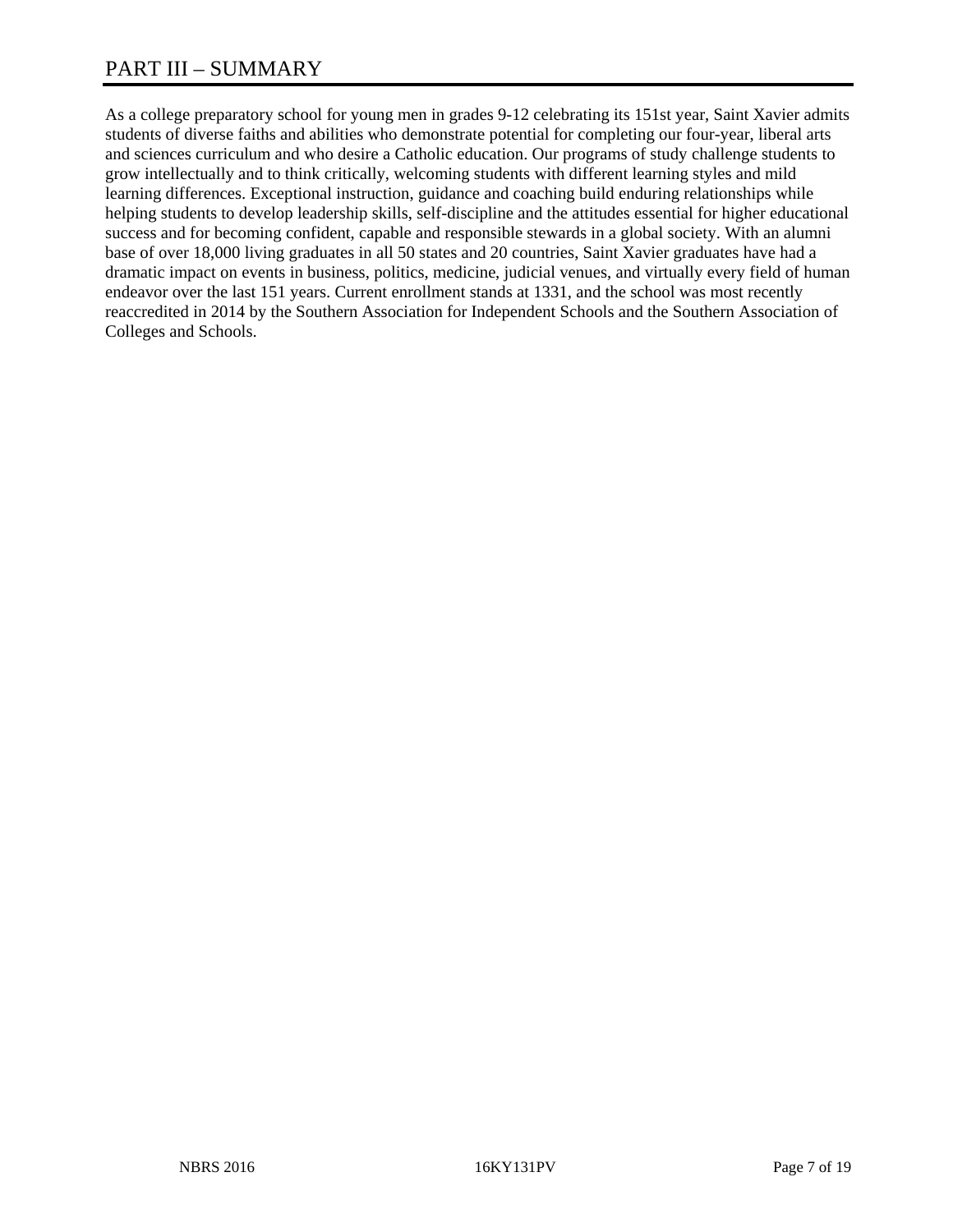# PART III – SUMMARY

As a college preparatory school for young men in grades 9-12 celebrating its 151st year, Saint Xavier admits students of diverse faiths and abilities who demonstrate potential for completing our four-year, liberal arts and sciences curriculum and who desire a Catholic education. Our programs of study challenge students to grow intellectually and to think critically, welcoming students with different learning styles and mild learning differences. Exceptional instruction, guidance and coaching build enduring relationships while helping students to develop leadership skills, self-discipline and the attitudes essential for higher educational success and for becoming confident, capable and responsible stewards in a global society. With an alumni base of over 18,000 living graduates in all 50 states and 20 countries, Saint Xavier graduates have had a dramatic impact on events in business, politics, medicine, judicial venues, and virtually every field of human endeavor over the last 151 years. Current enrollment stands at 1331, and the school was most recently reaccredited in 2014 by the Southern Association for Independent Schools and the Southern Association of Colleges and Schools.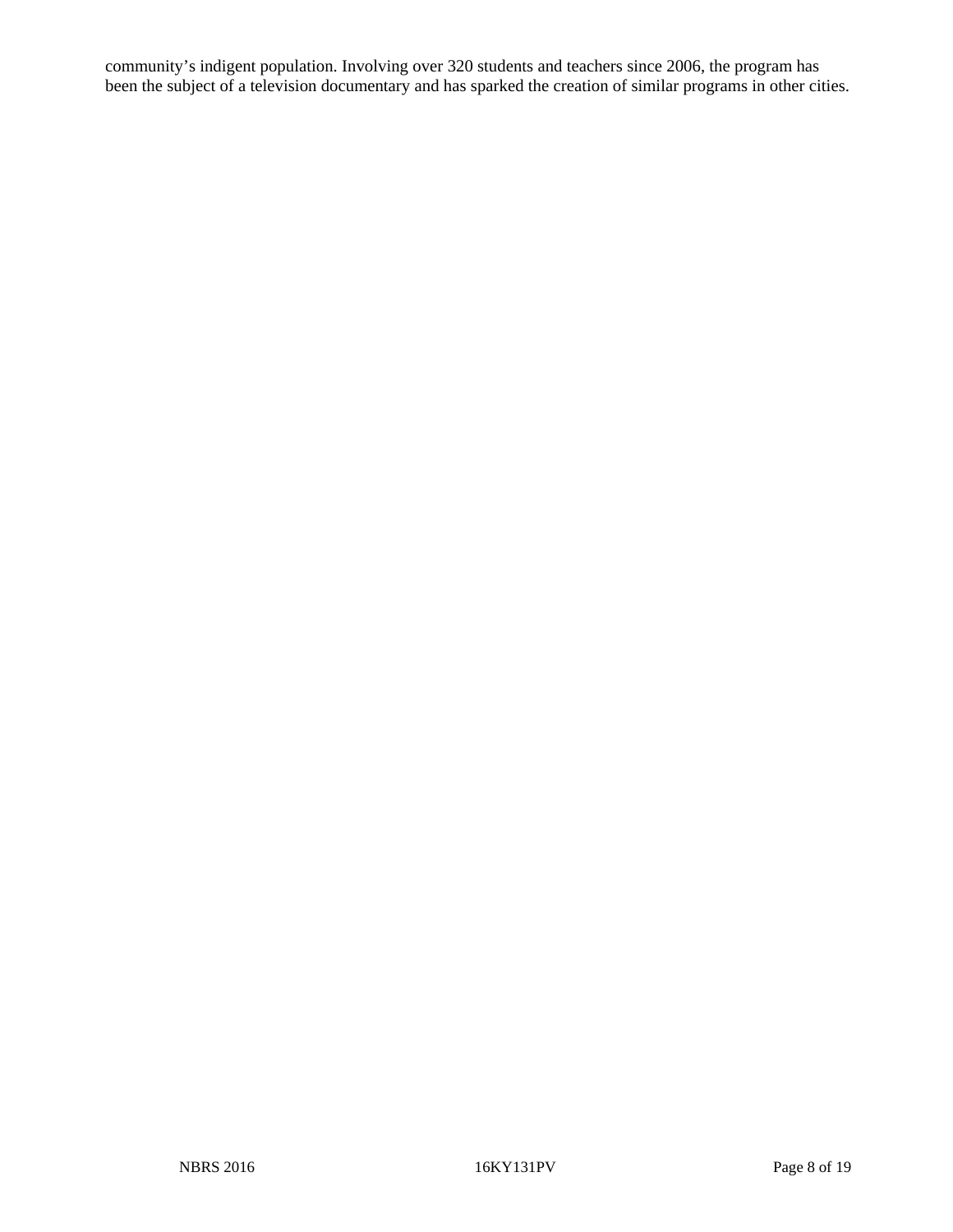community's indigent population. Involving over 320 students and teachers since 2006, the program has been the subject of a television documentary and has sparked the creation of similar programs in other cities.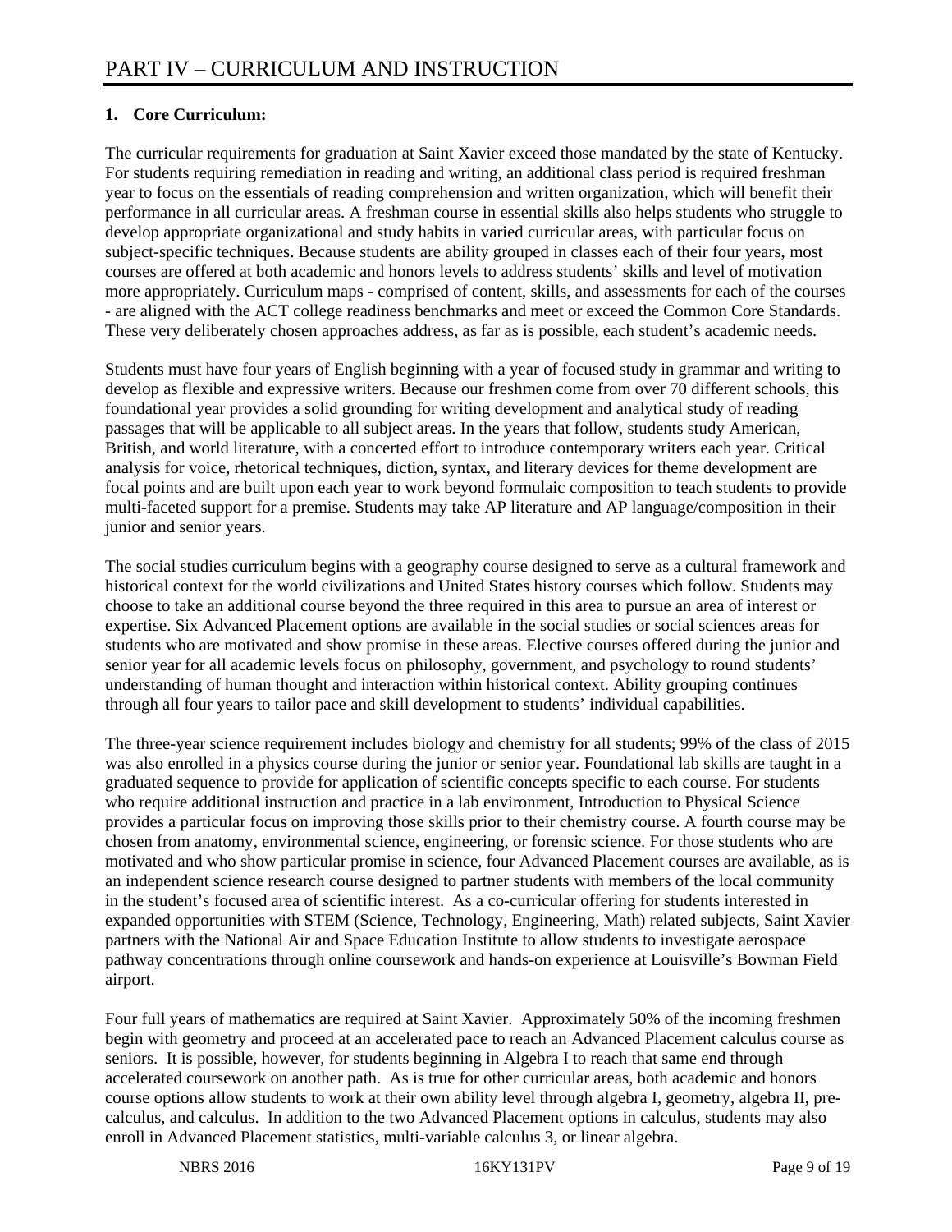# PART IV – CURRICULUM AND INSTRUCTION

**1. Core Curriculum:**

The curricular requirements for graduation at Saint Xavier exceed those mandated by the state of Kentucky. For students requiring remediation in reading and writing, an additional class period is required freshman year to focus on the essentials of reading comprehension and written organization, which will benefit their performance in all curricular areas. A freshman course in essential skills also helps students who struggle to develop appropriate organizational and study habits in varied curricular areas, with particular focus on subject-specific techniques. Because students are ability grouped in classes each of their four years, most courses are offered at both academic and honors levels to address students' skills and level of motivation more appropriately. Curriculum maps - comprised of content, skills, and assessments for each of the courses - are aligned with the ACT college readiness benchmarks and meet or exceed the Common Core Standards. These very deliberately chosen approaches address, as far as is possible, each student's academic needs.

Students must have four years of English beginning with a year of focused study in grammar and writing to develop as flexible and expressive writers. Because our freshmen come from over 70 different schools, this foundational year provides a solid grounding for writing development and analytical study of reading passages that will be applicable to all subject areas. In the years that follow, students study American, British, and world literature, with a concerted effort to introduce contemporary writers each year. Critical analysis for voice, rhetorical techniques, diction, syntax, and literary devices for theme development are focal points and are built upon each year to work beyond formulaic composition to teach students to provide multi-faceted support for a premise. Students may take AP literature and AP language/composition in their junior and senior years.

The social studies curriculum begins with a geography course designed to serve as a cultural framework and historical context for the world civilizations and United States history courses which follow. Students may choose to take an additional course beyond the three required in this area to pursue an area of interest or expertise. Six Advanced Placement options are available in the social studies or social sciences areas for students who are motivated and show promise in these areas. Elective courses offered during the junior and senior year for all academic levels focus on philosophy, government, and psychology to round students' understanding of human thought and interaction within historical context. Ability grouping continues through all four years to tailor pace and skill development to students' individual capabilities.

The three-year science requirement includes biology and chemistry for all students; 99% of the class of 2015 was also enrolled in a physics course during the junior or senior year. Foundational lab skills are taught in a graduated sequence to provide for application of scientific concepts specific to each course. For students who require additional instruction and practice in a lab environment, Introduction to Physical Science provides a particular focus on improving those skills prior to their chemistry course. A fourth course may be chosen from anatomy, environmental science, engineering, or forensic science. For those students who are motivated and who show particular promise in science, four Advanced Placement courses are available, as is an independent science research course designed to partner students with members of the local community in the student's focused area of scientific interest. As a co-curricular offering for students interested in expanded opportunities with STEM (Science, Technology, Engineering, Math) related subjects, Saint Xavier partners with the National Air and Space Education Institute to allow students to investigate aerospace pathway concentrations through online coursework and hands-on experience at Louisville's Bowman Field airport.

Four full years of mathematics are required at Saint Xavier. Approximately 50% of the incoming freshmen begin with geometry and proceed at an accelerated pace to reach an Advanced Placement calculus course as seniors. It is possible, however, for students beginning in Algebra I to reach that same end through accelerated coursework on another path. As is true for other curricular areas, both academic and honors course options allow students to work at their own ability level through algebra I, geometry, algebra II, pre-calculus, and calculus. In addition to the two Advanced Placement options in calculus, students may also enroll in Advanced Placement statistics, multi-variable calculus 3, or linear algebra.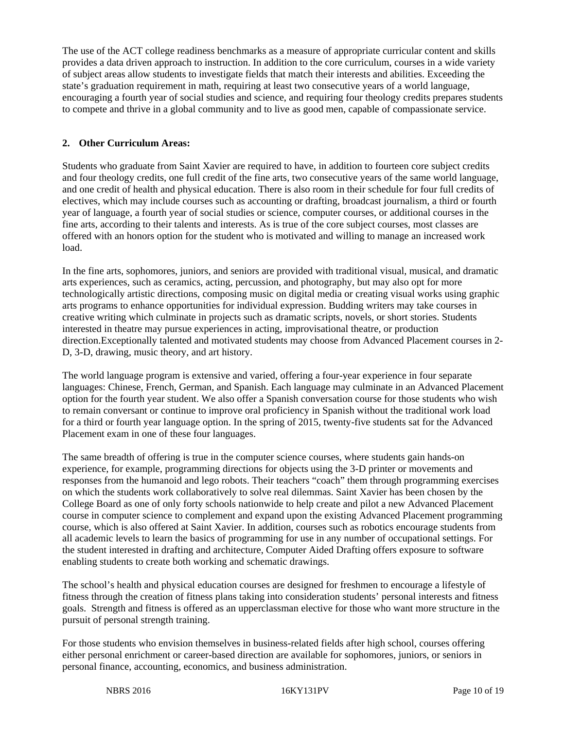The use of the ACT college readiness benchmarks as a measure of appropriate curricular content and skills provides a data driven approach to instruction. In addition to the core curriculum, courses in a wide variety of subject areas allow students to investigate fields that match their interests and abilities. Exceeding the state's graduation requirement in math, requiring at least two consecutive years of a world language, encouraging a fourth year of social studies and science, and requiring four theology credits prepares students to compete and thrive in a global community and to live as good men, capable of compassionate service.

**2. Other Curriculum Areas:**

Students who graduate from Saint Xavier are required to have, in addition to fourteen core subject credits and four theology credits, one full credit of the fine arts, two consecutive years of the same world language, and one credit of health and physical education. There is also room in their schedule for four full credits of electives, which may include courses such as accounting or drafting, broadcast journalism, a third or fourth year of language, a fourth year of social studies or science, computer courses, or additional courses in the fine arts, according to their talents and interests. As is true of the core subject courses, most classes are offered with an honors option for the student who is motivated and willing to manage an increased work load.

In the fine arts, sophomores, juniors, and seniors are provided with traditional visual, musical, and dramatic arts experiences, such as ceramics, acting, percussion, and photography, but may also opt for more technologically artistic directions, composing music on digital media or creating visual works using graphic arts programs to enhance opportunities for individual expression. Budding writers may take courses in creative writing which culminate in projects such as dramatic scripts, novels, or short stories. Students interested in theatre may pursue experiences in acting, improvisational theatre, or production direction.Exceptionally talented and motivated students may choose from Advanced Placement courses in 2-D, 3-D, drawing, music theory, and art history.

The world language program is extensive and varied, offering a four-year experience in four separate languages: Chinese, French, German, and Spanish. Each language may culminate in an Advanced Placement option for the fourth year student. We also offer a Spanish conversation course for those students who wish to remain conversant or continue to improve oral proficiency in Spanish without the traditional work load for a third or fourth year language option. In the spring of 2015, twenty-five students sat for the Advanced Placement exam in one of these four languages.

The same breadth of offering is true in the computer science courses, where students gain hands-on experience, for example, programming directions for objects using the 3-D printer or movements and responses from the humanoid and lego robots. Their teachers "coach" them through programming exercises on which the students work collaboratively to solve real dilemmas. Saint Xavier has been chosen by the College Board as one of only forty schools nationwide to help create and pilot a new Advanced Placement course in computer science to complement and expand upon the existing Advanced Placement programming course, which is also offered at Saint Xavier. In addition, courses such as robotics encourage students from all academic levels to learn the basics of programming for use in any number of occupational settings. For the student interested in drafting and architecture, Computer Aided Drafting offers exposure to software enabling students to create both working and schematic drawings.

The school's health and physical education courses are designed for freshmen to encourage a lifestyle of fitness through the creation of fitness plans taking into consideration students' personal interests and fitness goals. Strength and fitness is offered as an upperclassman elective for those who want more structure in the pursuit of personal strength training.

For those students who envision themselves in business-related fields after high school, courses offering either personal enrichment or career-based direction are available for sophomores, juniors, or seniors in personal finance, accounting, economics, and business administration.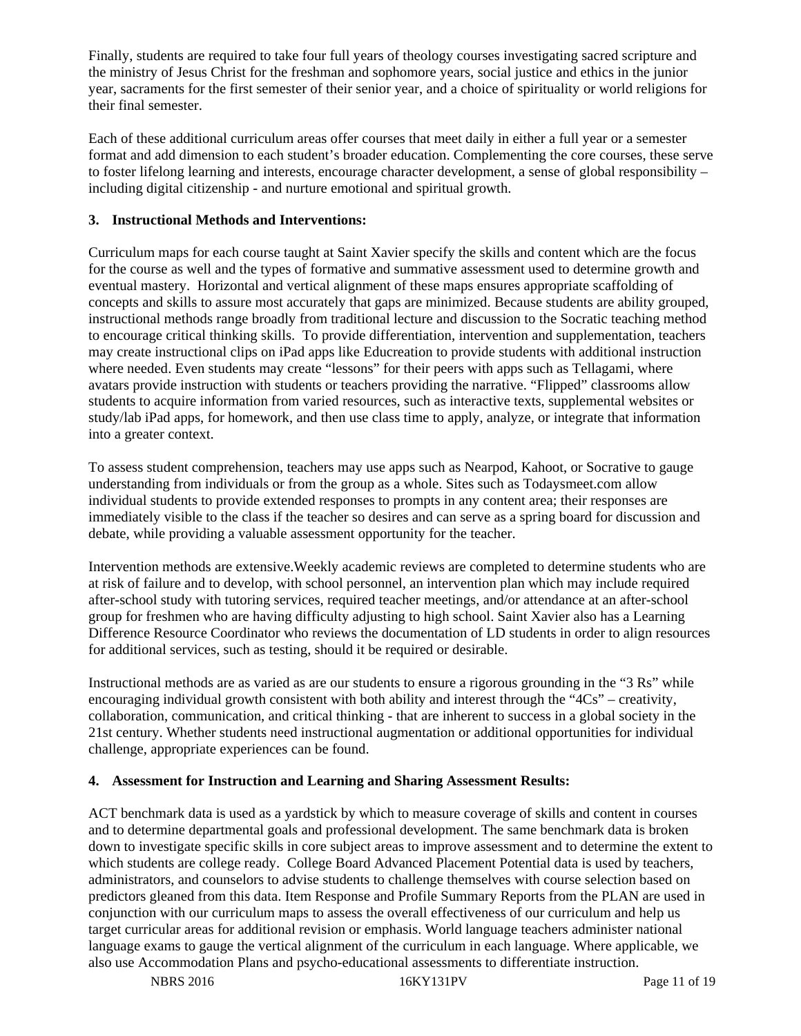Finally, students are required to take four full years of theology courses investigating sacred scripture and the ministry of Jesus Christ for the freshman and sophomore years, social justice and ethics in the junior year, sacraments for the first semester of their senior year, and a choice of spirituality or world religions for their final semester.

Each of these additional curriculum areas offer courses that meet daily in either a full year or a semester format and add dimension to each student's broader education. Complementing the core courses, these serve to foster lifelong learning and interests, encourage character development, a sense of global responsibility – including digital citizenship - and nurture emotional and spiritual growth.

**3. Instructional Methods and Interventions:**

Curriculum maps for each course taught at Saint Xavier specify the skills and content which are the focus for the course as well and the types of formative and summative assessment used to determine growth and eventual mastery. Horizontal and vertical alignment of these maps ensures appropriate scaffolding of concepts and skills to assure most accurately that gaps are minimized. Because students are ability grouped, instructional methods range broadly from traditional lecture and discussion to the Socratic teaching method to encourage critical thinking skills. To provide differentiation, intervention and supplementation, teachers may create instructional clips on iPad apps like Educreation to provide students with additional instruction where needed. Even students may create "lessons" for their peers with apps such as Tellagami, where avatars provide instruction with students or teachers providing the narrative. "Flipped" classrooms allow students to acquire information from varied resources, such as interactive texts, supplemental websites or study/lab iPad apps, for homework, and then use class time to apply, analyze, or integrate that information into a greater context.

To assess student comprehension, teachers may use apps such as Nearpod, Kahoot, or Socrative to gauge understanding from individuals or from the group as a whole. Sites such as Todaysmeet.com allow individual students to provide extended responses to prompts in any content area; their responses are immediately visible to the class if the teacher so desires and can serve as a spring board for discussion and debate, while providing a valuable assessment opportunity for the teacher.

Intervention methods are extensive.Weekly academic reviews are completed to determine students who are at risk of failure and to develop, with school personnel, an intervention plan which may include required after-school study with tutoring services, required teacher meetings, and/or attendance at an after-school group for freshmen who are having difficulty adjusting to high school. Saint Xavier also has a Learning Difference Resource Coordinator who reviews the documentation of LD students in order to align resources for additional services, such as testing, should it be required or desirable.

Instructional methods are as varied as are our students to ensure a rigorous grounding in the "3 Rs" while encouraging individual growth consistent with both ability and interest through the "4Cs" – creativity, collaboration, communication, and critical thinking - that are inherent to success in a global society in the 21st century. Whether students need instructional augmentation or additional opportunities for individual challenge, appropriate experiences can be found.

**4. Assessment for Instruction and Learning and Sharing Assessment Results:**

ACT benchmark data is used as a yardstick by which to measure coverage of skills and content in courses and to determine departmental goals and professional development. The same benchmark data is broken down to investigate specific skills in core subject areas to improve assessment and to determine the extent to which students are college ready. College Board Advanced Placement Potential data is used by teachers, administrators, and counselors to advise students to challenge themselves with course selection based on predictors gleaned from this data. Item Response and Profile Summary Reports from the PLAN are used in conjunction with our curriculum maps to assess the overall effectiveness of our curriculum and help us target curricular areas for additional revision or emphasis. World language teachers administer national language exams to gauge the vertical alignment of the curriculum in each language. Where applicable, we also use Accommodation Plans and psycho-educational assessments to differentiate instruction.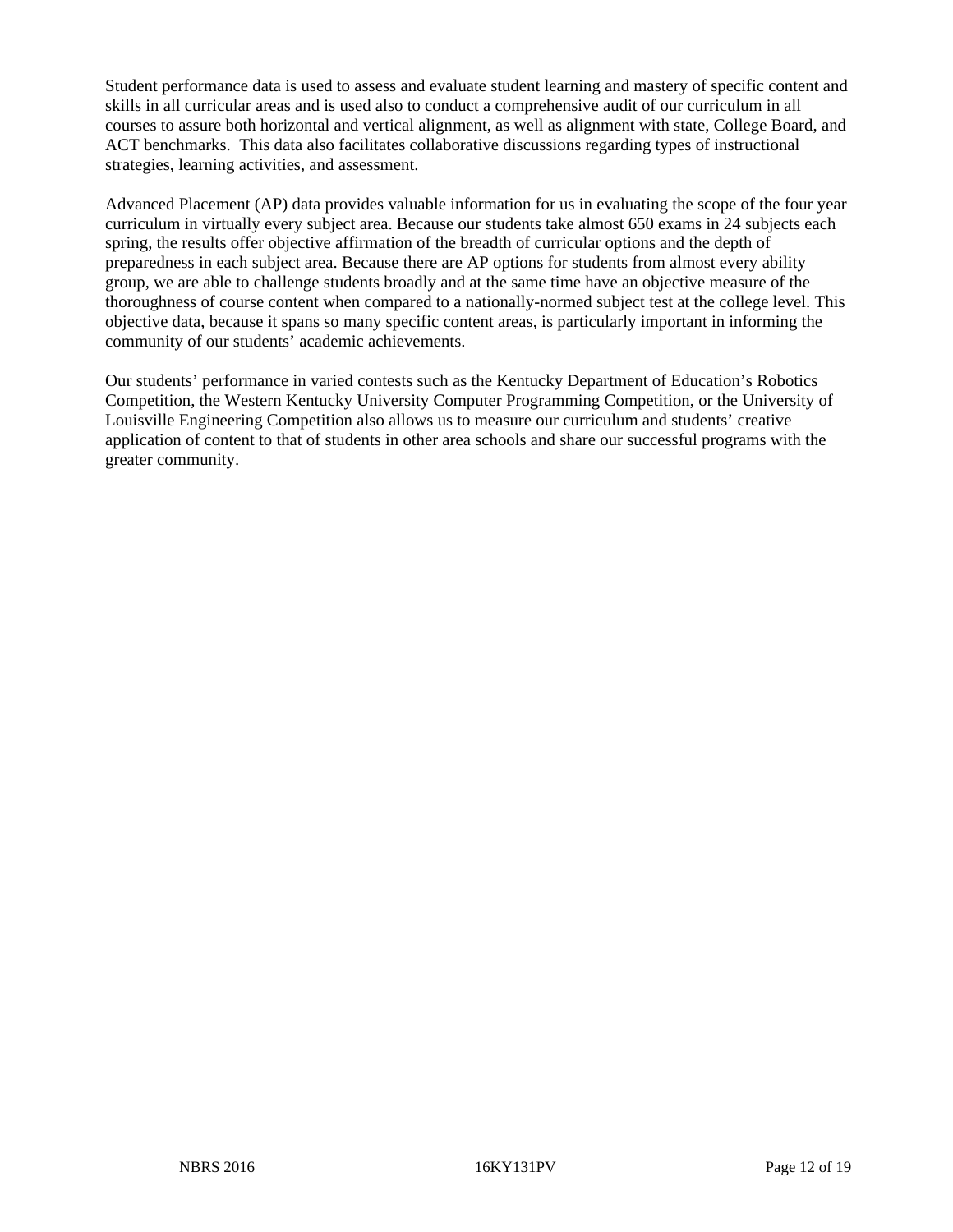Student performance data is used to assess and evaluate student learning and mastery of specific content and skills in all curricular areas and is used also to conduct a comprehensive audit of our curriculum in all courses to assure both horizontal and vertical alignment, as well as alignment with state, College Board, and ACT benchmarks. This data also facilitates collaborative discussions regarding types of instructional strategies, learning activities, and assessment.

Advanced Placement (AP) data provides valuable information for us in evaluating the scope of the four year curriculum in virtually every subject area. Because our students take almost 650 exams in 24 subjects each spring, the results offer objective affirmation of the breadth of curricular options and the depth of preparedness in each subject area. Because there are AP options for students from almost every ability group, we are able to challenge students broadly and at the same time have an objective measure of the thoroughness of course content when compared to a nationally-normed subject test at the college level. This objective data, because it spans so many specific content areas, is particularly important in informing the community of our students' academic achievements.

Our students' performance in varied contests such as the Kentucky Department of Education's Robotics Competition, the Western Kentucky University Computer Programming Competition, or the University of Louisville Engineering Competition also allows us to measure our curriculum and students' creative application of content to that of students in other area schools and share our successful programs with the greater community.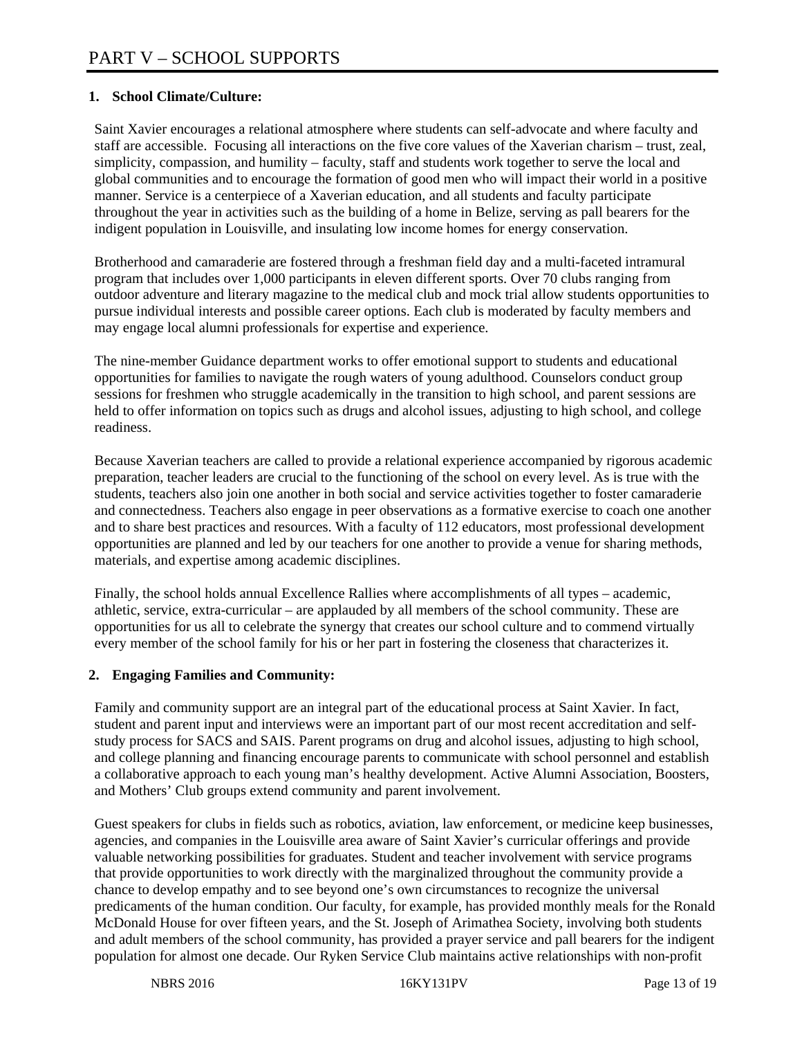# PART V – SCHOOL SUPPORTS

**1. School Climate/Culture:**

Saint Xavier encourages a relational atmosphere where students can self-advocate and where faculty and staff are accessible. Focusing all interactions on the five core values of the Xaverian charism – trust, zeal, simplicity, compassion, and humility – faculty, staff and students work together to serve the local and global communities and to encourage the formation of good men who will impact their world in a positive manner. Service is a centerpiece of a Xaverian education, and all students and faculty participate throughout the year in activities such as the building of a home in Belize, serving as pall bearers for the indigent population in Louisville, and insulating low income homes for energy conservation.

Brotherhood and camaraderie are fostered through a freshman field day and a multi-faceted intramural program that includes over 1,000 participants in eleven different sports. Over 70 clubs ranging from outdoor adventure and literary magazine to the medical club and mock trial allow students opportunities to pursue individual interests and possible career options. Each club is moderated by faculty members and may engage local alumni professionals for expertise and experience.

The nine-member Guidance department works to offer emotional support to students and educational opportunities for families to navigate the rough waters of young adulthood. Counselors conduct group sessions for freshmen who struggle academically in the transition to high school, and parent sessions are held to offer information on topics such as drugs and alcohol issues, adjusting to high school, and college readiness.

Because Xaverian teachers are called to provide a relational experience accompanied by rigorous academic preparation, teacher leaders are crucial to the functioning of the school on every level. As is true with the students, teachers also join one another in both social and service activities together to foster camaraderie and connectedness. Teachers also engage in peer observations as a formative exercise to coach one another and to share best practices and resources. With a faculty of 112 educators, most professional development opportunities are planned and led by our teachers for one another to provide a venue for sharing methods, materials, and expertise among academic disciplines.

Finally, the school holds annual Excellence Rallies where accomplishments of all types – academic, athletic, service, extra-curricular – are applauded by all members of the school community. These are opportunities for us all to celebrate the synergy that creates our school culture and to commend virtually every member of the school family for his or her part in fostering the closeness that characterizes it.

**2. Engaging Families and Community:**

Family and community support are an integral part of the educational process at Saint Xavier. In fact, student and parent input and interviews were an important part of our most recent accreditation and self-study process for SACS and SAIS. Parent programs on drug and alcohol issues, adjusting to high school, and college planning and financing encourage parents to communicate with school personnel and establish a collaborative approach to each young man's healthy development. Active Alumni Association, Boosters, and Mothers' Club groups extend community and parent involvement.

Guest speakers for clubs in fields such as robotics, aviation, law enforcement, or medicine keep businesses, agencies, and companies in the Louisville area aware of Saint Xavier's curricular offerings and provide valuable networking possibilities for graduates. Student and teacher involvement with service programs that provide opportunities to work directly with the marginalized throughout the community provide a chance to develop empathy and to see beyond one's own circumstances to recognize the universal predicaments of the human condition. Our faculty, for example, has provided monthly meals for the Ronald McDonald House for over fifteen years, and the St. Joseph of Arimathea Society, involving both students and adult members of the school community, has provided a prayer service and pall bearers for the indigent population for almost one decade. Our Ryken Service Club maintains active relationships with non-profit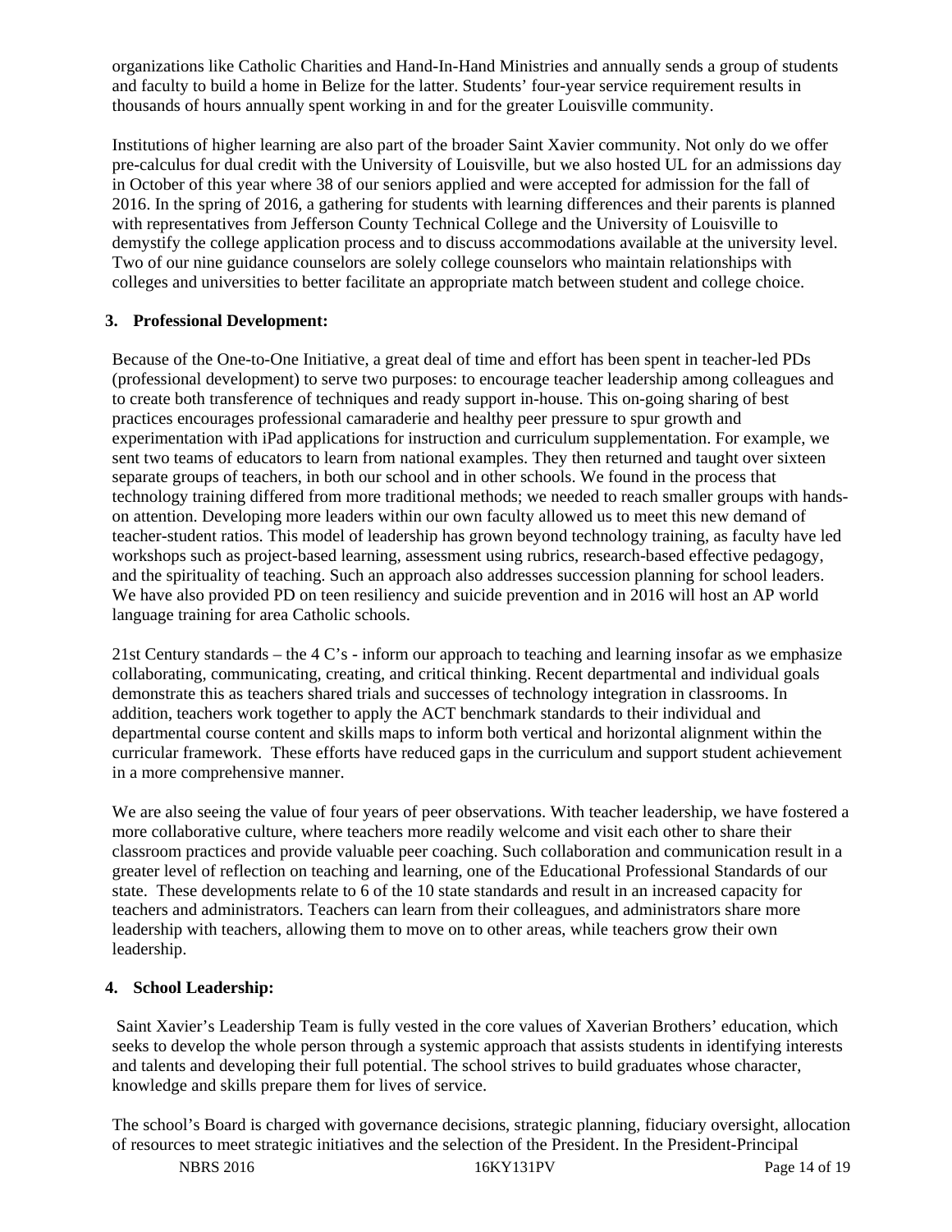organizations like Catholic Charities and Hand-In-Hand Ministries and annually sends a group of students and faculty to build a home in Belize for the latter. Students' four-year service requirement results in thousands of hours annually spent working in and for the greater Louisville community.

Institutions of higher learning are also part of the broader Saint Xavier community. Not only do we offer pre-calculus for dual credit with the University of Louisville, but we also hosted UL for an admissions day in October of this year where 38 of our seniors applied and were accepted for admission for the fall of 2016. In the spring of 2016, a gathering for students with learning differences and their parents is planned with representatives from Jefferson County Technical College and the University of Louisville to demystify the college application process and to discuss accommodations available at the university level. Two of our nine guidance counselors are solely college counselors who maintain relationships with colleges and universities to better facilitate an appropriate match between student and college choice.

## 3. Professional Development:

Because of the One-to-One Initiative, a great deal of time and effort has been spent in teacher-led PDs (professional development) to serve two purposes: to encourage teacher leadership among colleagues and to create both transference of techniques and ready support in-house. This on-going sharing of best practices encourages professional camaraderie and healthy peer pressure to spur growth and experimentation with iPad applications for instruction and curriculum supplementation. For example, we sent two teams of educators to learn from national examples. They then returned and taught over sixteen separate groups of teachers, in both our school and in other schools. We found in the process that technology training differed from more traditional methods; we needed to reach smaller groups with hands-on attention. Developing more leaders within our own faculty allowed us to meet this new demand of teacher-student ratios. This model of leadership has grown beyond technology training, as faculty have led workshops such as project-based learning, assessment using rubrics, research-based effective pedagogy, and the spirituality of teaching. Such an approach also addresses succession planning for school leaders. We have also provided PD on teen resiliency and suicide prevention and in 2016 will host an AP world language training for area Catholic schools.

21st Century standards – the 4 C's - inform our approach to teaching and learning insofar as we emphasize collaborating, communicating, creating, and critical thinking. Recent departmental and individual goals demonstrate this as teachers shared trials and successes of technology integration in classrooms. In addition, teachers work together to apply the ACT benchmark standards to their individual and departmental course content and skills maps to inform both vertical and horizontal alignment within the curricular framework. These efforts have reduced gaps in the curriculum and support student achievement in a more comprehensive manner.

We are also seeing the value of four years of peer observations. With teacher leadership, we have fostered a more collaborative culture, where teachers more readily welcome and visit each other to share their classroom practices and provide valuable peer coaching. Such collaboration and communication result in a greater level of reflection on teaching and learning, one of the Educational Professional Standards of our state. These developments relate to 6 of the 10 state standards and result in an increased capacity for teachers and administrators. Teachers can learn from their colleagues, and administrators share more leadership with teachers, allowing them to move on to other areas, while teachers grow their own leadership.

## 4. School Leadership:

Saint Xavier's Leadership Team is fully vested in the core values of Xaverian Brothers' education, which seeks to develop the whole person through a systemic approach that assists students in identifying interests and talents and developing their full potential. The school strives to build graduates whose character, knowledge and skills prepare them for lives of service.

The school's Board is charged with governance decisions, strategic planning, fiduciary oversight, allocation of resources to meet strategic initiatives and the selection of the President. In the President-Principal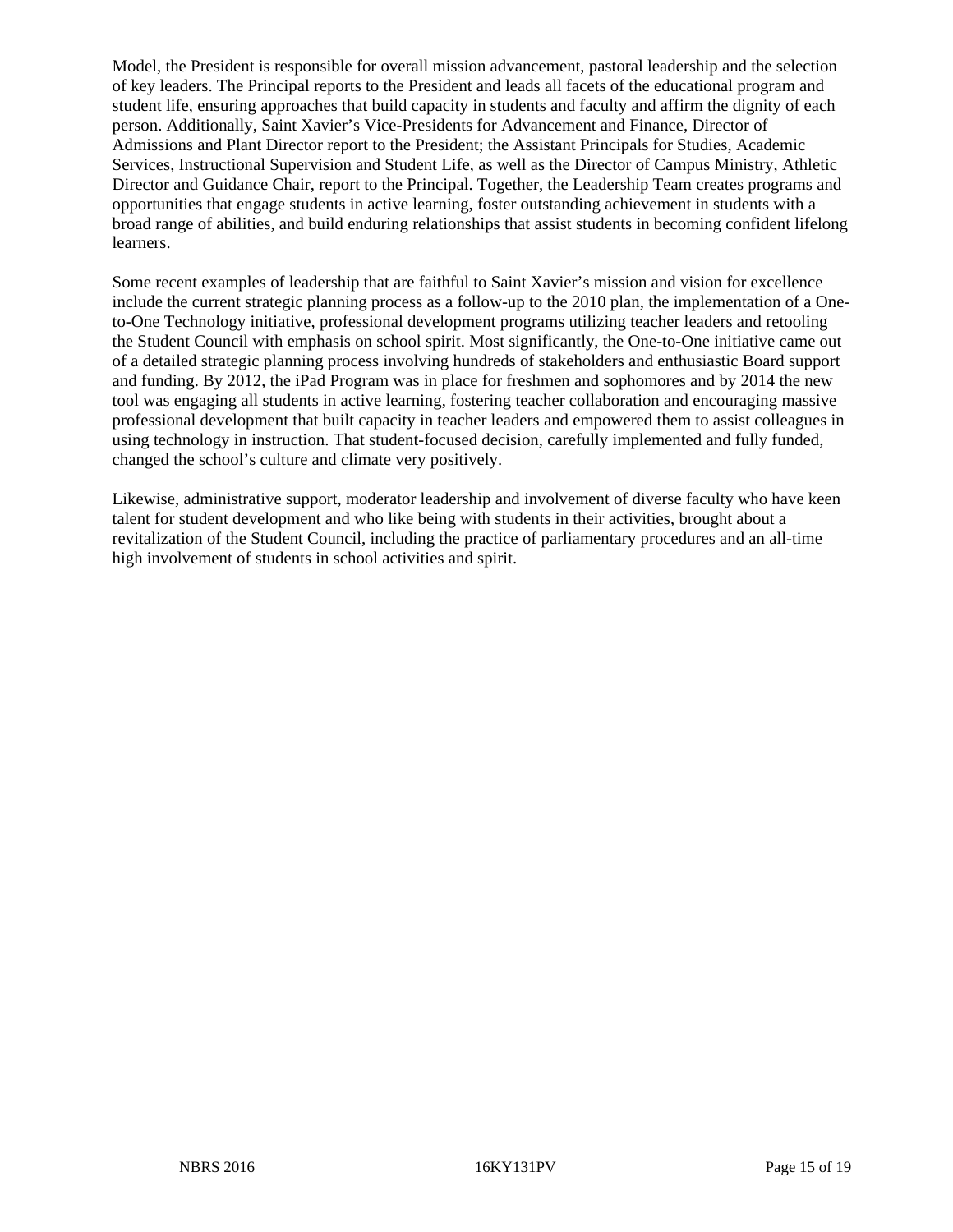Model, the President is responsible for overall mission advancement, pastoral leadership and the selection of key leaders. The Principal reports to the President and leads all facets of the educational program and student life, ensuring approaches that build capacity in students and faculty and affirm the dignity of each person. Additionally, Saint Xavier's Vice-Presidents for Advancement and Finance, Director of Admissions and Plant Director report to the President; the Assistant Principals for Studies, Academic Services, Instructional Supervision and Student Life, as well as the Director of Campus Ministry, Athletic Director and Guidance Chair, report to the Principal. Together, the Leadership Team creates programs and opportunities that engage students in active learning, foster outstanding achievement in students with a broad range of abilities, and build enduring relationships that assist students in becoming confident lifelong learners.

Some recent examples of leadership that are faithful to Saint Xavier's mission and vision for excellence include the current strategic planning process as a follow-up to the 2010 plan, the implementation of a One-to-One Technology initiative, professional development programs utilizing teacher leaders and retooling the Student Council with emphasis on school spirit. Most significantly, the One-to-One initiative came out of a detailed strategic planning process involving hundreds of stakeholders and enthusiastic Board support and funding. By 2012, the iPad Program was in place for freshmen and sophomores and by 2014 the new tool was engaging all students in active learning, fostering teacher collaboration and encouraging massive professional development that built capacity in teacher leaders and empowered them to assist colleagues in using technology in instruction. That student-focused decision, carefully implemented and fully funded, changed the school's culture and climate very positively.

Likewise, administrative support, moderator leadership and involvement of diverse faculty who have keen talent for student development and who like being with students in their activities, brought about a revitalization of the Student Council, including the practice of parliamentary procedures and an all-time high involvement of students in school activities and spirit.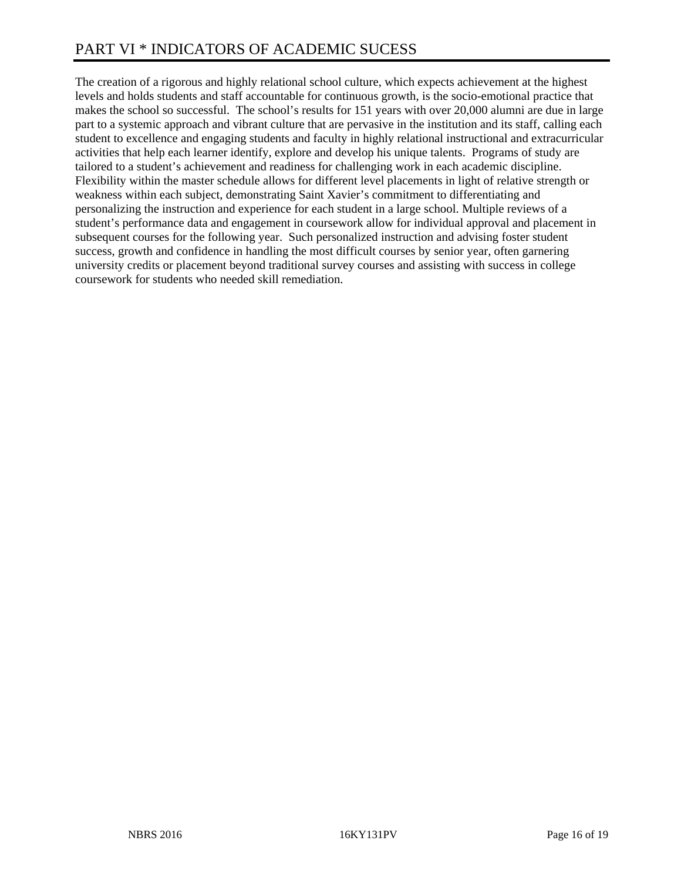# PART VI * INDICATORS OF ACADEMIC SUCESS

The creation of a rigorous and highly relational school culture, which expects achievement at the highest levels and holds students and staff accountable for continuous growth, is the socio-emotional practice that makes the school so successful. The school's results for 151 years with over 20,000 alumni are due in large part to a systemic approach and vibrant culture that are pervasive in the institution and its staff, calling each student to excellence and engaging students and faculty in highly relational instructional and extracurricular activities that help each learner identify, explore and develop his unique talents. Programs of study are tailored to a student's achievement and readiness for challenging work in each academic discipline. Flexibility within the master schedule allows for different level placements in light of relative strength or weakness within each subject, demonstrating Saint Xavier's commitment to differentiating and personalizing the instruction and experience for each student in a large school. Multiple reviews of a student's performance data and engagement in coursework allow for individual approval and placement in subsequent courses for the following year. Such personalized instruction and advising foster student success, growth and confidence in handling the most difficult courses by senior year, often garnering university credits or placement beyond traditional survey courses and assisting with success in college coursework for students who needed skill remediation.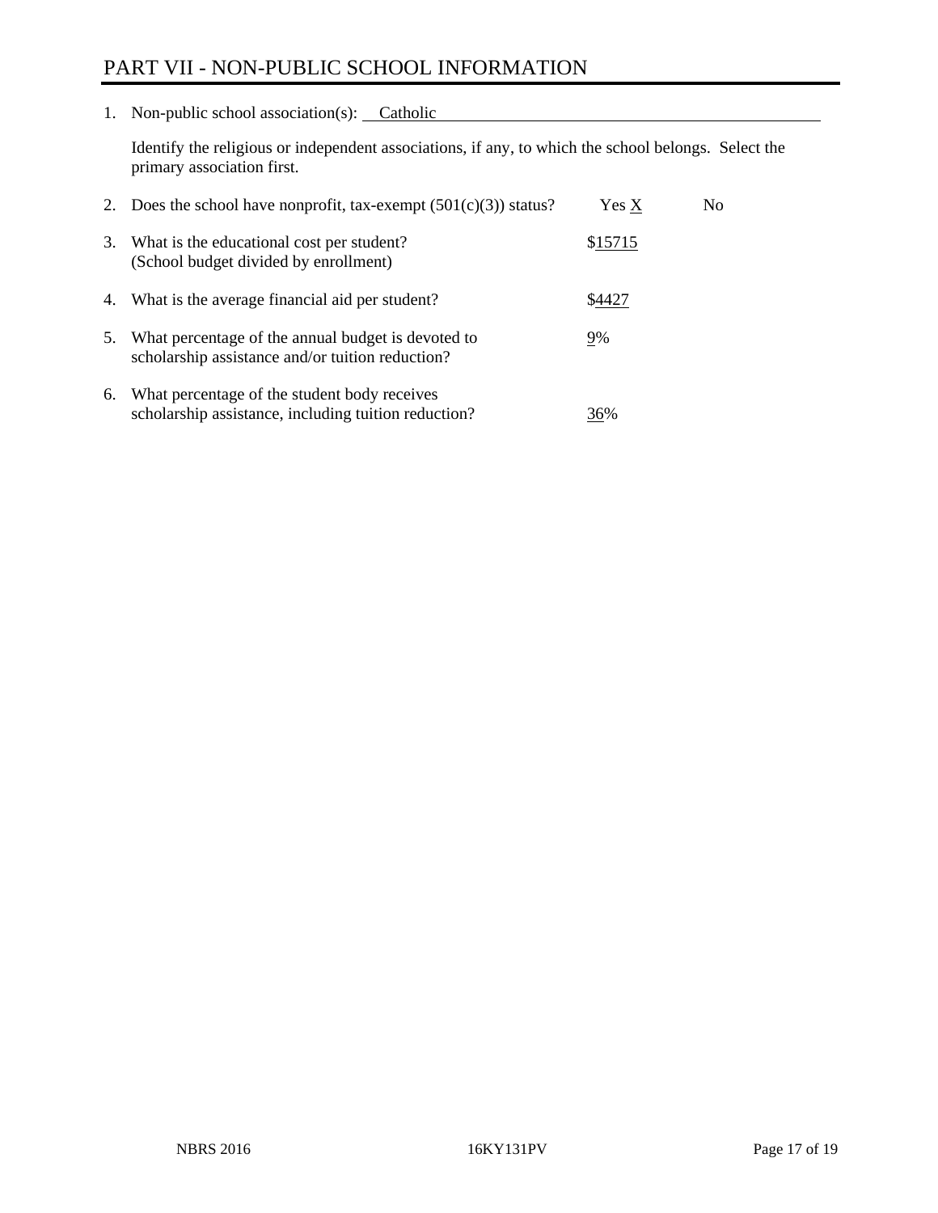# PART VII - NON-PUBLIC SCHOOL INFORMATION

1. Non-public school association(s): Catholic

   Identify the religious or independent associations, if any, to which the school belongs. Select the primary association first.

2. Does the school have nonprofit, tax-exempt (501(c)(3)) status? Yes X No

3. What is the educational cost per student? (School budget divided by enrollment) $15715

4. What is the average financial aid per student? $4427

5. What percentage of the annual budget is devoted to scholarship assistance and/or tuition reduction? 9%

6. What percentage of the student body receives scholarship assistance, including tuition reduction? 36%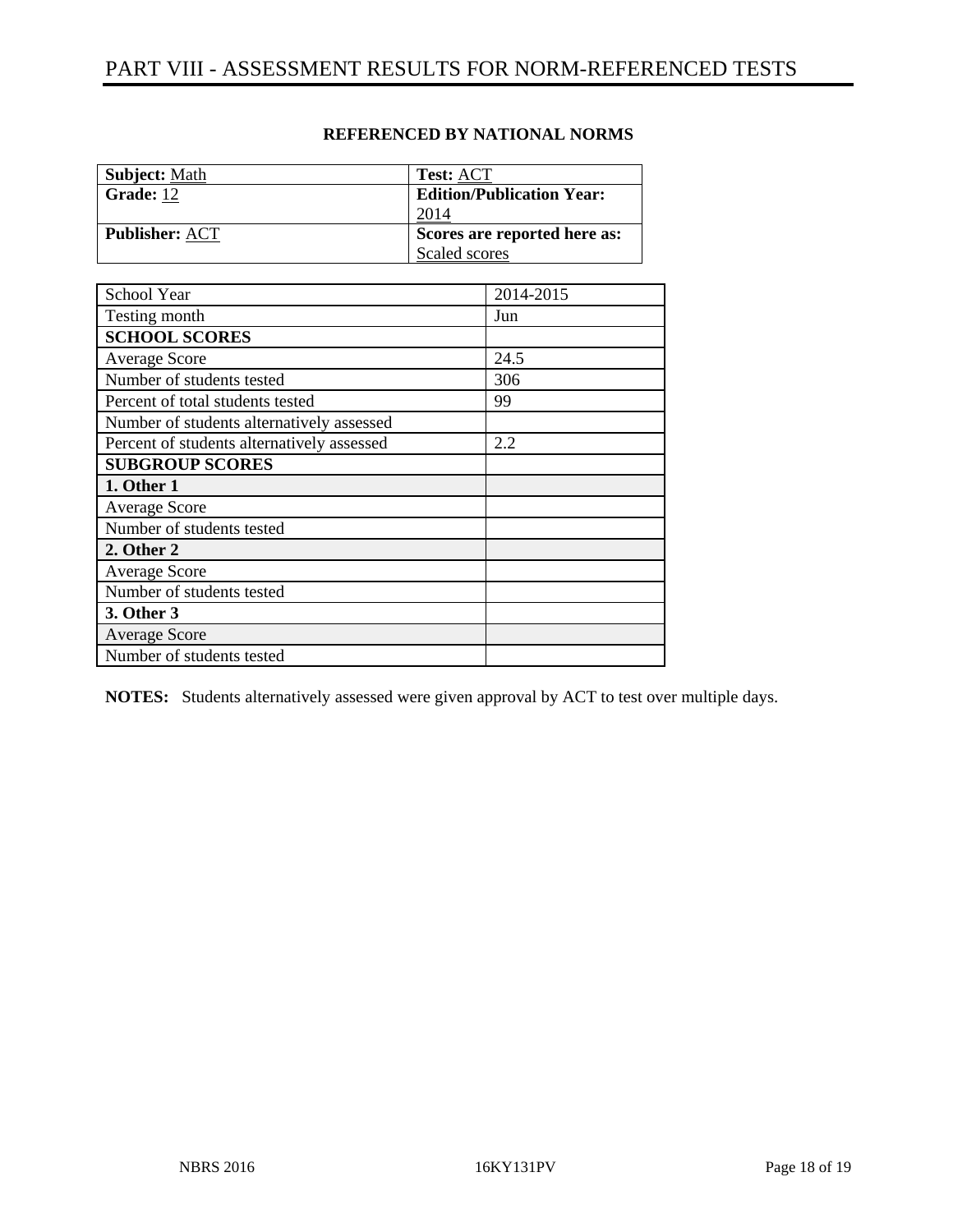# PART VIII - ASSESSMENT RESULTS FOR NORM-REFERENCED TESTS

**REFERENCED BY NATIONAL NORMS**

| **Subject:** Math | **Test:** ACT |
|---|---|
| **Grade:** 12 | **Edition/Publication Year:** 2014 |
| **Publisher:** ACT | **Scores are reported here as:** Scaled scores |

| School Year | 2014-2015 |
|---|---|
| Testing month | Jun |
| **SCHOOL SCORES** | |
| Average Score | 24.5 |
| Number of students tested | 306 |
| Percent of total students tested | 99 |
| Number of students alternatively assessed | |
| Percent of students alternatively assessed | 2.2 |
| **SUBGROUP SCORES** | |
| **1. Other 1** | |
| Average Score | |
| Number of students tested | |
| **2. Other 2** | |
| Average Score | |
| Number of students tested | |
| **3. Other 3** | |
| Average Score | |
| Number of students tested | |

**NOTES:** Students alternatively assessed were given approval by ACT to test over multiple days.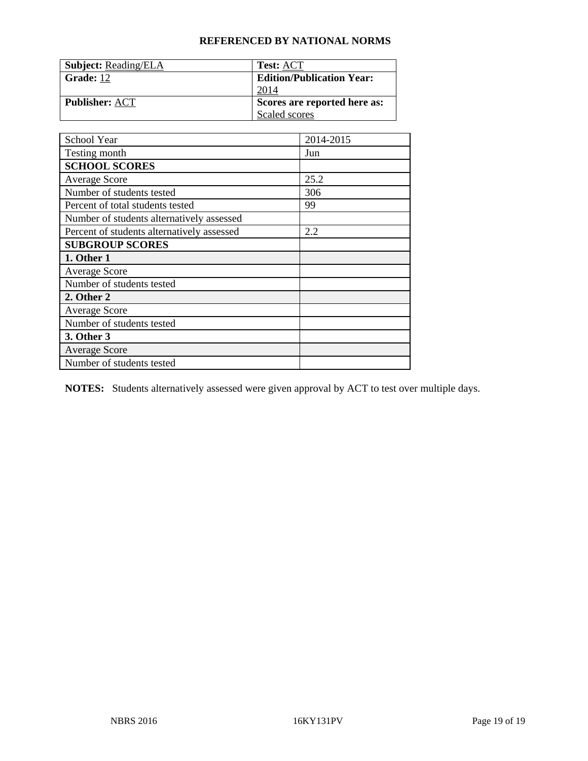**REFERENCED BY NATIONAL NORMS**

| | |
|---|---|
| **Subject:** Reading/ELA | **Test:** ACT |
| **Grade:** 12 | **Edition/Publication Year:** 2014 |
| **Publisher:** ACT | **Scores are reported here as:** Scaled scores |

| School Year | 2014-2015 |
|---|---|
| Testing month | Jun |
| **SCHOOL SCORES** | |
| Average Score | 25.2 |
| Number of students tested | 306 |
| Percent of total students tested | 99 |
| Number of students alternatively assessed | |
| Percent of students alternatively assessed | 2.2 |
| **SUBGROUP SCORES** | |
| **1. Other 1** | |
| Average Score | |
| Number of students tested | |
| **2. Other 2** | |
| Average Score | |
| Number of students tested | |
| **3. Other 3** | |
| Average Score | |
| Number of students tested | |

**NOTES:** Students alternatively assessed were given approval by ACT to test over multiple days.